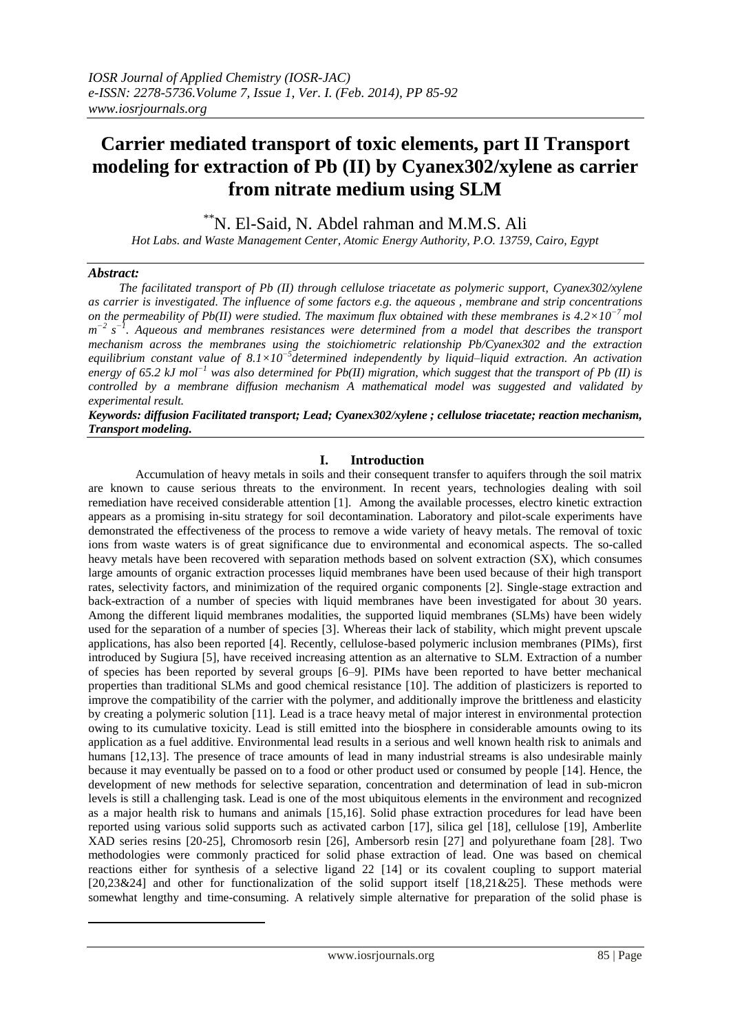# Carrier mediated transport of toxic elements, part II Transport modeling for extraction of Pb (II) by Cyanex302/xylene as carrier from nitrate medium using SLM

**N. El-Said, N. Abdel rahman and M.M.S. Ali

*Hot Labs. and Waste Management Center, Atomic Energy Authority, P.O. 13759, Cairo, Egypt*

---

***Abstract:***

*The facilitated transport of Pb (II) through cellulose triacetate as polymeric support, Cyanex302/xylene as carrier is investigated. The influence of some factors e.g. the aqueous , membrane and strip concentrations on the permeability of Pb(II) were studied. The maximum flux obtained with these membranes is $4.2\times10^{-7}$ mol $m^{-2}$ $s^{-1}$. Aqueous and membranes resistances were determined from a model that describes the transport mechanism across the membranes using the stoichiometric relationship Pb/Cyanex302 and the extraction equilibrium constant value of $8.1\times10^{-5}$determined independently by liquid–liquid extraction. An activation energy of 65.2 kJ $mol^{-1}$ was also determined for Pb(II) migration, which suggest that the transport of Pb (II) is controlled by a membrane diffusion mechanism A mathematical model was suggested and validated by experimental result.*

***Keywords: diffusion Facilitated transport; Lead; Cyanex302/xylene ; cellulose triacetate; reaction mechanism, Transport modeling.***

---

## I. Introduction

Accumulation of heavy metals in soils and their consequent transfer to aquifers through the soil matrix are known to cause serious threats to the environment. In recent years, technologies dealing with soil remediation have received considerable attention [1]. Among the available processes, electro kinetic extraction appears as a promising in-situ strategy for soil decontamination. Laboratory and pilot-scale experiments have demonstrated the effectiveness of the process to remove a wide variety of heavy metals. The removal of toxic ions from waste waters is of great significance due to environmental and economical aspects. The so-called heavy metals have been recovered with separation methods based on solvent extraction (SX), which consumes large amounts of organic extraction processes liquid membranes have been used because of their high transport rates, selectivity factors, and minimization of the required organic components [2]. Single-stage extraction and back-extraction of a number of species with liquid membranes have been investigated for about 30 years. Among the different liquid membranes modalities, the supported liquid membranes (SLMs) have been widely used for the separation of a number of species [3]. Whereas their lack of stability, which might prevent upscale applications, has also been reported [4]. Recently, cellulose-based polymeric inclusion membranes (PIMs), first introduced by Sugiura [5], have received increasing attention as an alternative to SLM. Extraction of a number of species has been reported by several groups [6–9]. PIMs have been reported to have better mechanical properties than traditional SLMs and good chemical resistance [10]. The addition of plasticizers is reported to improve the compatibility of the carrier with the polymer, and additionally improve the brittleness and elasticity by creating a polymeric solution [11]. Lead is a trace heavy metal of major interest in environmental protection owing to its cumulative toxicity. Lead is still emitted into the biosphere in considerable amounts owing to its application as a fuel additive. Environmental lead results in a serious and well known health risk to animals and humans [12,13]. The presence of trace amounts of lead in many industrial streams is also undesirable mainly because it may eventually be passed on to a food or other product used or consumed by people [14]. Hence, the development of new methods for selective separation, concentration and determination of lead in sub-micron levels is still a challenging task. Lead is one of the most ubiquitous elements in the environment and recognized as a major health risk to humans and animals [15,16]. Solid phase extraction procedures for lead have been reported using various solid supports such as activated carbon [17], silica gel [18], cellulose [19], Amberlite XAD series resins [20-25], Chromosorb resin [26], Ambersorb resin [27] and polyurethane foam [28]. Two methodologies were commonly practiced for solid phase extraction of lead. One was based on chemical reactions either for synthesis of a selective ligand 22 [14] or its covalent coupling to support material [20,23&24] and other for functionalization of the solid support itself [18,21&25]. These methods were somewhat lengthy and time-consuming. A relatively simple alternative for preparation of the solid phase is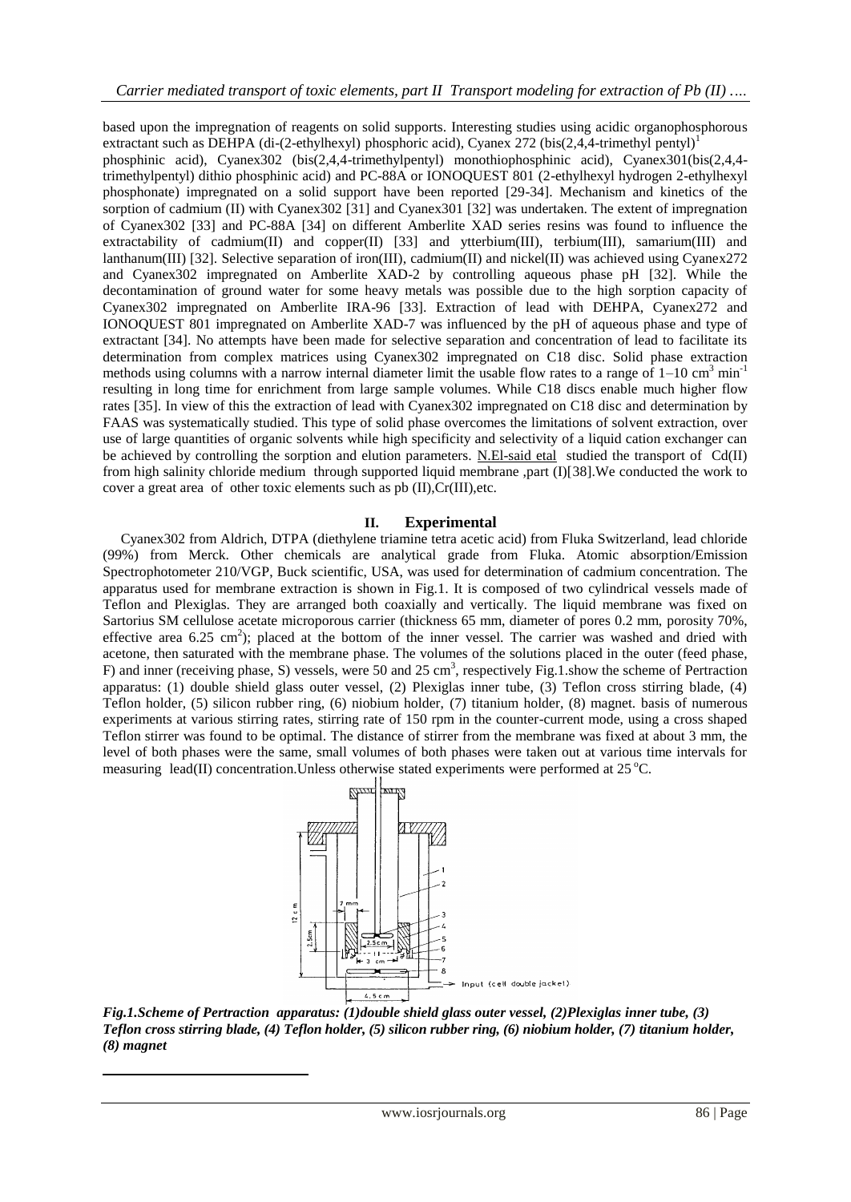based upon the impregnation of reagents on solid supports. Interesting studies using acidic organophosphorous extractant such as DEHPA (di-(2-ethylhexyl) phosphoric acid), Cyanex 272 (bis(2,4,4-trimethyl pentyl)[1] phosphinic acid), Cyanex302 (bis(2,4,4-trimethylpentyl) monothiophosphinic acid), Cyanex301(bis(2,4,4-trimethylpentyl) dithio phosphinic acid) and PC-88A or IONOQUEST 801 (2-ethylhexyl hydrogen 2-ethylhexyl phosphonate) impregnated on a solid support have been reported [29-34]. Mechanism and kinetics of the sorption of cadmium (II) with Cyanex302 [31] and Cyanex301 [32] was undertaken. The extent of impregnation of Cyanex302 [33] and PC-88A [34] on different Amberlite XAD series resins was found to influence the extractability of cadmium(II) and copper(II) [33] and ytterbium(III), terbium(III), samarium(III) and lanthanum(III) [32]. Selective separation of iron(III), cadmium(II) and nickel(II) was achieved using Cyanex272 and Cyanex302 impregnated on Amberlite XAD-2 by controlling aqueous phase pH [32]. While the decontamination of ground water for some heavy metals was possible due to the high sorption capacity of Cyanex302 impregnated on Amberlite IRA-96 [33]. Extraction of lead with DEHPA, Cyanex272 and IONOQUEST 801 impregnated on Amberlite XAD-7 was influenced by the pH of aqueous phase and type of extractant [34]. No attempts have been made for selective separation and concentration of lead to facilitate its determination from complex matrices using Cyanex302 impregnated on C18 disc. Solid phase extraction methods using columns with a narrow internal diameter limit the usable flow rates to a range of 1–10 $cm^3$ $min^{-1}$ resulting in long time for enrichment from large sample volumes. While C18 discs enable much higher flow rates [35]. In view of this the extraction of lead with Cyanex302 impregnated on C18 disc and determination by FAAS was systematically studied. This type of solid phase overcomes the limitations of solvent extraction, over use of large quantities of organic solvents while high specificity and selectivity of a liquid cation exchanger can be achieved by controlling the sorption and elution parameters. N.El-said etal studied the transport of Cd(II) from high salinity chloride medium through supported liquid membrane ,part (I)[38].We conducted the work to cover a great area of other toxic elements such as pb (II),Cr(III),etc.

## II. Experimental

Cyanex302 from Aldrich, DTPA (diethylene triamine tetra acetic acid) from Fluka Switzerland, lead chloride (99%) from Merck. Other chemicals are analytical grade from Fluka. Atomic absorption/Emission Spectrophotometer 210/VGP, Buck scientific, USA, was used for determination of cadmium concentration. The apparatus used for membrane extraction is shown in Fig.1. It is composed of two cylindrical vessels made of Teflon and Plexiglas. They are arranged both coaxially and vertically. The liquid membrane was fixed on Sartorius SM cellulose acetate microporous carrier (thickness 65 mm, diameter of pores 0.2 mm, porosity 70%, effective area 6.25 $cm^2$); placed at the bottom of the inner vessel. The carrier was washed and dried with acetone, then saturated with the membrane phase. The volumes of the solutions placed in the outer (feed phase, F) and inner (receiving phase, S) vessels, were 50 and 25 $cm^3$, respectively Fig.1.show the scheme of Pertraction apparatus: (1) double shield glass outer vessel, (2) Plexiglas inner tube, (3) Teflon cross stirring blade, (4) Teflon holder, (5) silicon rubber ring, (6) niobium holder, (7) titanium holder, (8) magnet. basis of numerous experiments at various stirring rates, stirring rate of 150 rpm in the counter-current mode, using a cross shaped Teflon stirrer was found to be optimal. The distance of stirrer from the membrane was fixed at about 3 mm, the level of both phases were the same, small volumes of both phases were taken out at various time intervals for measuring lead(II) concentration.Unless otherwise stated experiments were performed at 25 °C.

***Fig.1.Scheme of Pertraction apparatus: (1)double shield glass outer vessel, (2)Plexiglas inner tube, (3) Teflon cross stirring blade, (4) Teflon holder, (5) silicon rubber ring, (6) niobium holder, (7) titanium holder, (8) magnet***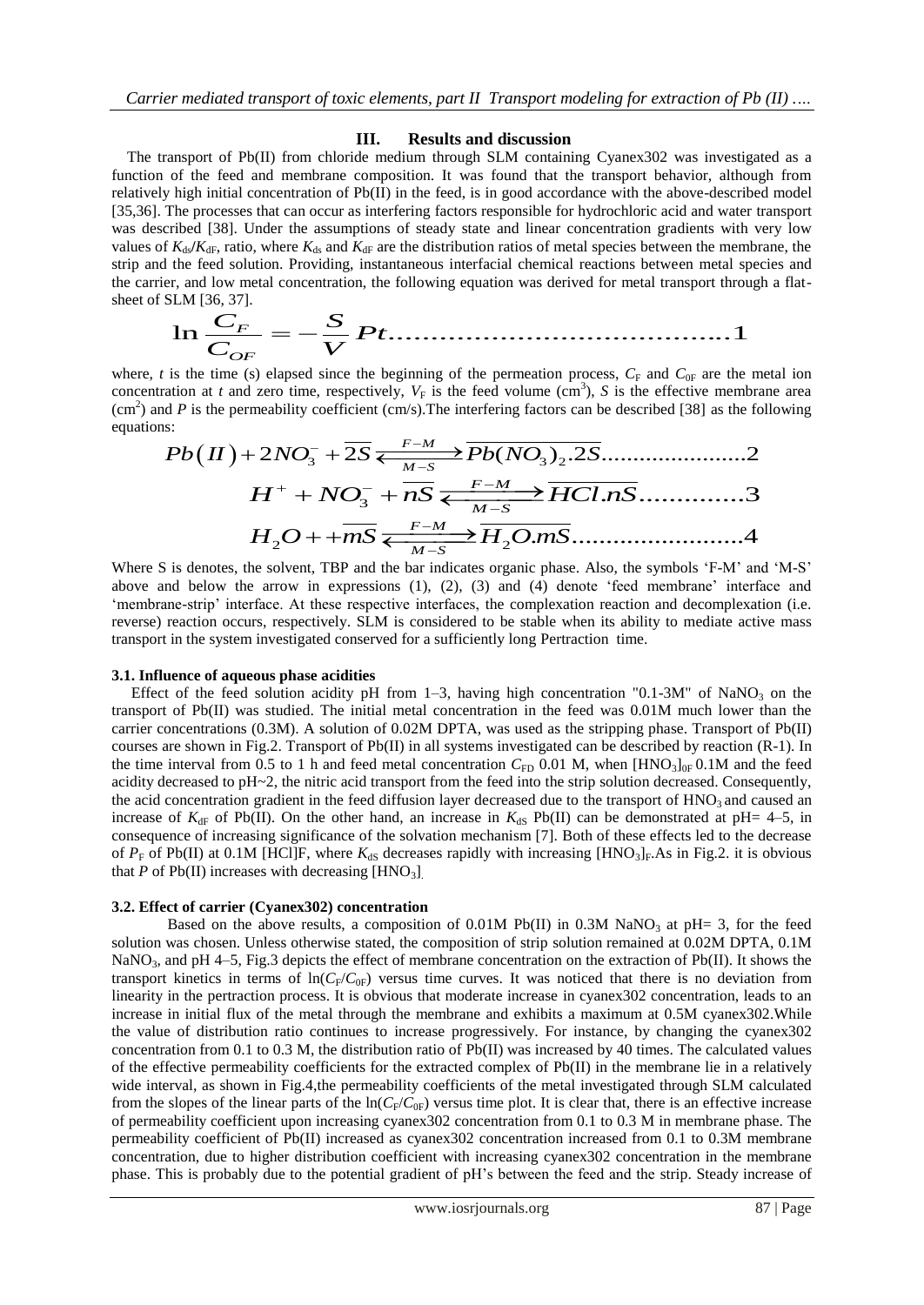## III. Results and discussion

The transport of Pb(II) from chloride medium through SLM containing Cyanex302 was investigated as a function of the feed and membrane composition. It was found that the transport behavior, although from relatively high initial concentration of Pb(II) in the feed, is in good accordance with the above-described model [35,36]. The processes that can occur as interfering factors responsible for hydrochloric acid and water transport was described [38]. Under the assumptions of steady state and linear concentration gradients with very low values of $K_{ds}/K_{dF}$, ratio, where $K_{ds}$ and $K_{dF}$ are the distribution ratios of metal species between the membrane, the strip and the feed solution. Providing, instantaneous interfacial chemical reactions between metal species and the carrier, and low metal concentration, the following equation was derived for metal transport through a flat-sheet of SLM [36, 37].

$$\ln \frac{C_F}{C_{OF}} = -\frac{S}{V} Pt \qquad \text{.......................................1}$$

where, $t$ is the time (s) elapsed since the beginning of the permeation process, $C_F$ and $C_{0F}$ are the metal ion concentration at $t$ and zero time, respectively, $V_F$ is the feed volume ($cm^3$), $S$ is the effective membrane area ($cm^2$) and $P$ is the permeability coefficient (cm/s).The interfering factors can be described [38] as the following equations:

$$Pb(II) + 2NO_3^- + \overline{2S} \underset{M-S}{\overset{F-M}{\rightleftharpoons}} \overline{Pb(NO_3)_2.2S} \qquad \text{......................2}$$

$$H^+ + NO_3^- + \overline{nS} \underset{M-S}{\overset{F-M}{\rightleftharpoons}} \overline{HCl.nS} \qquad \text{.............3}$$

$$H_2O + +\overline{mS} \underset{M-S}{\overset{F-M}{\rightleftharpoons}} \overline{H_2O.mS} \qquad \text{........................4}$$

Where S is denotes, the solvent, TBP and the bar indicates organic phase. Also, the symbols 'F-M' and 'M-S' above and below the arrow in expressions (1), (2), (3) and (4) denote 'feed membrane' interface and 'membrane-strip' interface. At these respective interfaces, the complexation reaction and decomplexation (i.e. reverse) reaction occurs, respectively. SLM is considered to be stable when its ability to mediate active mass transport in the system investigated conserved for a sufficiently long Pertraction time.

### 3.1. Influence of aqueous phase acidities

Effect of the feed solution acidity pH from 1–3, having high concentration "0.1-3M" of $NaNO_3$ on the transport of Pb(II) was studied. The initial metal concentration in the feed was 0.01M much lower than the carrier concentrations (0.3M). A solution of 0.02M DPTA, was used as the stripping phase. Transport of Pb(II) courses are shown in Fig.2. Transport of Pb(II) in all systems investigated can be described by reaction (R-1). In the time interval from 0.5 to 1 h and feed metal concentration $C_{FD}$ 0.01 M, when $[HNO_3]_{0F}$ 0.1M and the feed acidity decreased to pH~2, the nitric acid transport from the feed into the strip solution decreased. Consequently, the acid concentration gradient in the feed diffusion layer decreased due to the transport of $HNO_3$ and caused an increase of $K_{dF}$ of Pb(II). On the other hand, an increase in $K_{dS}$ Pb(II) can be demonstrated at pH= 4–5, in consequence of increasing significance of the solvation mechanism [7]. Both of these effects led to the decrease of $P_F$ of Pb(II) at 0.1M [HCl]F, where $K_{dS}$ decreases rapidly with increasing $[HNO_3]_F$.As in Fig.2. it is obvious that $P$ of Pb(II) increases with decreasing $[HNO_3]$.

### 3.2. Effect of carrier (Cyanex302) concentration

Based on the above results, a composition of 0.01M Pb(II) in 0.3M $NaNO_3$ at pH= 3, for the feed solution was chosen. Unless otherwise stated, the composition of strip solution remained at 0.02M DPTA, 0.1M $NaNO_3$, and pH 4–5, Fig.3 depicts the effect of membrane concentration on the extraction of Pb(II). It shows the transport kinetics in terms of $\ln(C_F/C_{0F})$ versus time curves. It was noticed that there is no deviation from linearity in the pertraction process. It is obvious that moderate increase in cyanex302 concentration, leads to an increase in initial flux of the metal through the membrane and exhibits a maximum at 0.5M cyanex302.While the value of distribution ratio continues to increase progressively. For instance, by changing the cyanex302 concentration from 0.1 to 0.3 M, the distribution ratio of Pb(II) was increased by 40 times. The calculated values of the effective permeability coefficients for the extracted complex of Pb(II) in the membrane lie in a relatively wide interval, as shown in Fig.4,the permeability coefficients of the metal investigated through SLM calculated from the slopes of the linear parts of the $\ln(C_F/C_{0F})$ versus time plot. It is clear that, there is an effective increase of permeability coefficient upon increasing cyanex302 concentration from 0.1 to 0.3 M in membrane phase. The permeability coefficient of Pb(II) increased as cyanex302 concentration increased from 0.1 to 0.3M membrane concentration, due to higher distribution coefficient with increasing cyanex302 concentration in the membrane phase. This is probably due to the potential gradient of pH's between the feed and the strip. Steady increase of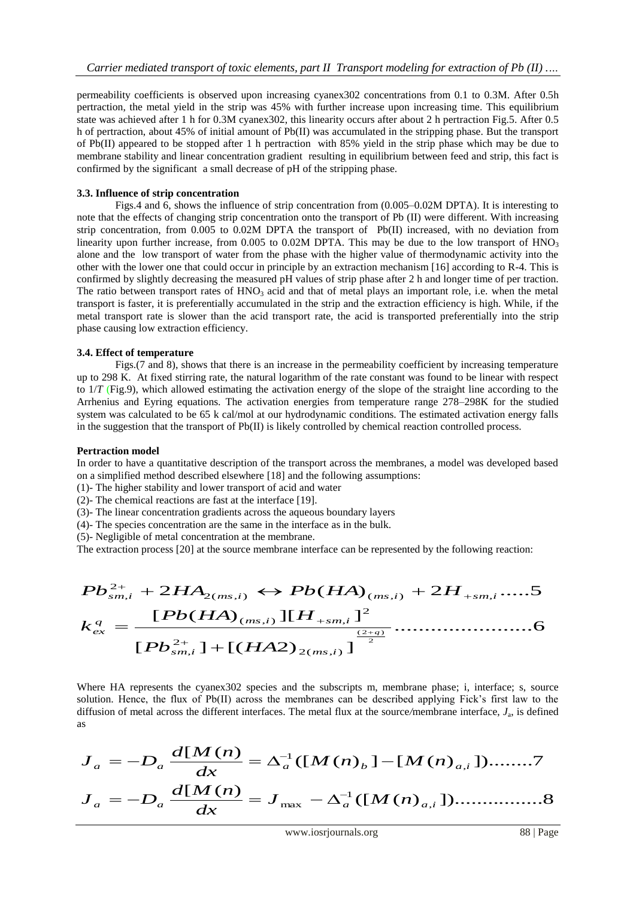permeability coefficients is observed upon increasing cyanex302 concentrations from 0.1 to 0.3M. After 0.5h pertraction, the metal yield in the strip was 45% with further increase upon increasing time. This equilibrium state was achieved after 1 h for 0.3M cyanex302, this linearity occurs after about 2 h pertraction Fig.5. After 0.5 h of pertraction, about 45% of initial amount of Pb(II) was accumulated in the stripping phase. But the transport of Pb(II) appeared to be stopped after 1 h pertraction with 85% yield in the strip phase which may be due to membrane stability and linear concentration gradient resulting in equilibrium between feed and strip, this fact is confirmed by the significant a small decrease of pH of the stripping phase.

**3.3. Influence of strip concentration**

Figs.4 and 6, shows the influence of strip concentration from (0.005–0.02M DPTA). It is interesting to note that the effects of changing strip concentration onto the transport of Pb (II) were different. With increasing strip concentration, from 0.005 to 0.02M DPTA the transport of Pb(II) increased, with no deviation from linearity upon further increase, from 0.005 to 0.02M DPTA. This may be due to the low transport of $HNO_3$ alone and the low transport of water from the phase with the higher value of thermodynamic activity into the other with the lower one that could occur in principle by an extraction mechanism [16] according to R-4. This is confirmed by slightly decreasing the measured pH values of strip phase after 2 h and longer time of per traction. The ratio between transport rates of $HNO_3$ acid and that of metal plays an important role, i.e. when the metal transport is faster, it is preferentially accumulated in the strip and the extraction efficiency is high. While, if the metal transport rate is slower than the acid transport rate, the acid is transported preferentially into the strip phase causing low extraction efficiency.

**3.4. Effect of temperature**

Figs.(7 and 8), shows that there is an increase in the permeability coefficient by increasing temperature up to 298 K. At fixed stirring rate, the natural logarithm of the rate constant was found to be linear with respect to $1/T$ (Fig.9), which allowed estimating the activation energy of the slope of the straight line according to the Arrhenius and Eyring equations. The activation energies from temperature range 278–298K for the studied system was calculated to be 65 k cal/mol at our hydrodynamic conditions. The estimated activation energy falls in the suggestion that the transport of Pb(II) is likely controlled by chemical reaction controlled process.

**Pertraction model**

In order to have a quantitative description of the transport across the membranes, a model was developed based on a simplified method described elsewhere [18] and the following assumptions:

(1)- The higher stability and lower transport of acid and water
(2)- The chemical reactions are fast at the interface [19].
(3)- The linear concentration gradients across the aqueous boundary layers
(4)- The species concentration are the same in the interface as in the bulk.
(5)- Negligible of metal concentration at the membrane.

The extraction process [20] at the source membrane interface can be represented by the following reaction:

$$Pb^{2+}_{sm,i} + 2HA_{2(ms,i)} \leftrightarrow Pb(HA)_{(ms,i)} + 2H_{+sm,i} \quad \text{.....5}$$

$$k^{q}_{ex} = \frac{[Pb(HA)_{(ms,i)}][H_{+sm,i}]^{2}}{[Pb^{2+}_{sm,i}] + [(HA2)_{2(ms,i)}]^{\frac{(2+q)}{2}}} \quad \text{.......................6}$$

Where HA represents the cyanex302 species and the subscripts m, membrane phase; i, interface; s, source solution. Hence, the flux of Pb(II) across the membranes can be described applying Fick's first law to the diffusion of metal across the different interfaces. The metal flux at the source/membrane interface, $J_a$, is defined as

$$J_a = -D_a \frac{d[M(n)}{dx} = \Delta_a^{-1}([M(n)_b] - [M(n)_{a,i}]) \quad \text{........7}$$

$$J_a = -D_a \frac{d[M(n)}{dx} = J_{\max} - \Delta_a^{-1}([M(n)_{a,i}]) \quad \text{................8}$$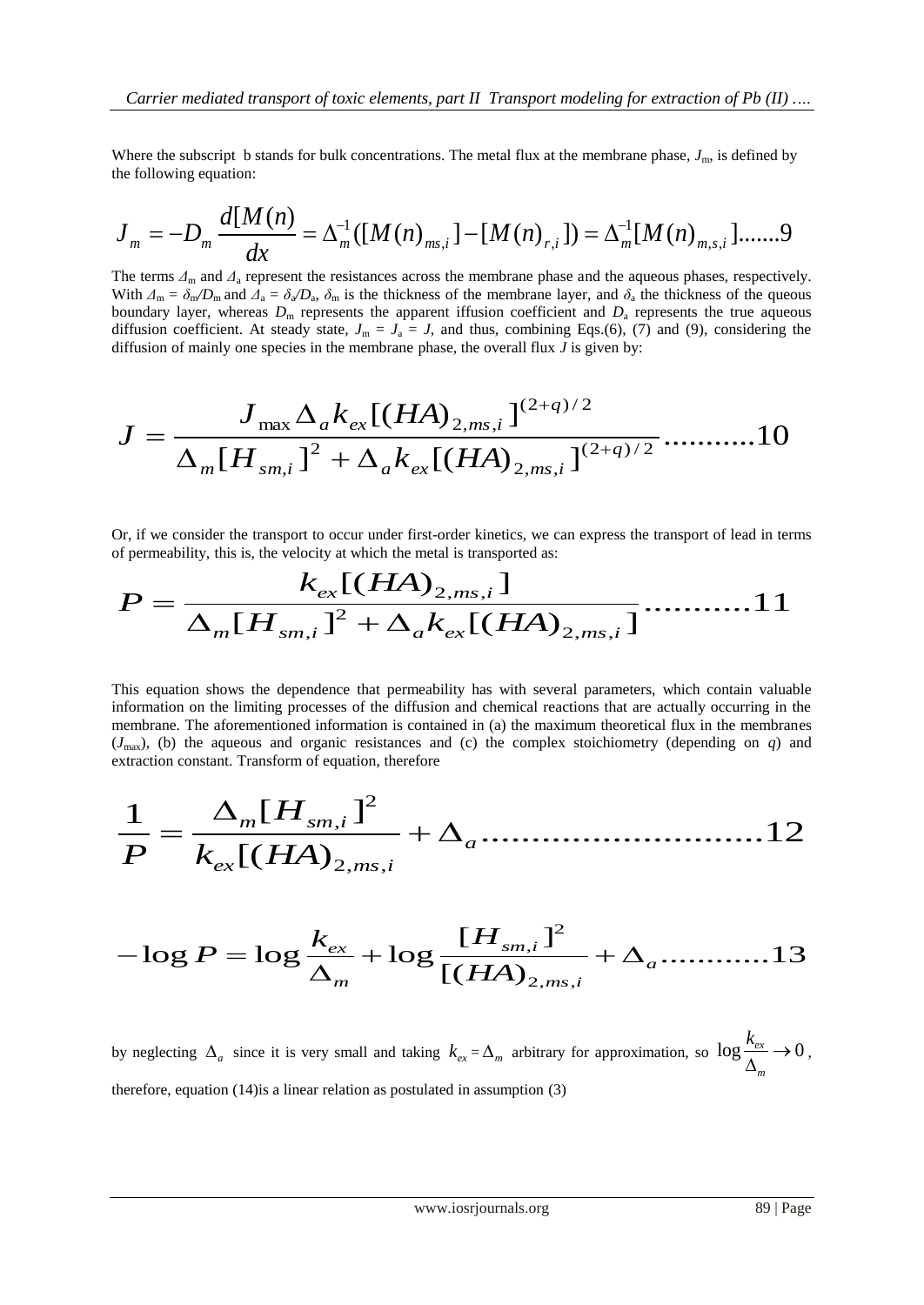Where the subscript b stands for bulk concentrations. The metal flux at the membrane phase, $J_m$, is defined by the following equation:

$$J_m = -D_m \frac{d[M(n)}{dx} = \Delta_m^{-1}([M(n)_{ms,i}] - [M(n)_{r,i}]) = \Delta_m^{-1}[M(n)_{m,s,i}] .......9$$

The terms $\Delta_m$ and $\Delta_a$ represent the resistances across the membrane phase and the aqueous phases, respectively. With $\Delta_m = \delta_m/D_m$ and $\Delta_a = \delta_a/D_a$, $\delta_m$ is the thickness of the membrane layer, and $\delta_a$ the thickness of the queous boundary layer, whereas $D_m$ represents the apparent iffusion coefficient and $D_a$ represents the true aqueous diffusion coefficient. At steady state, $J_m = J_a = J$, and thus, combining Eqs.(6), (7) and (9), considering the diffusion of mainly one species in the membrane phase, the overall flux $J$ is given by:

$$J = \frac{J_{\max} \Delta_a k_{ex} [(HA)_{2,ms,i}]^{(2+q)/2}}{\Delta_m [H_{sm,i}]^2 + \Delta_a k_{ex} [(HA)_{2,ms,i}]^{(2+q)/2}} ..........10$$

Or, if we consider the transport to occur under first-order kinetics, we can express the transport of lead in terms of permeability, this is, the velocity at which the metal is transported as:

$$P = \frac{k_{ex} [(HA)_{2,ms,i}]}{\Delta_m [H_{sm,i}]^2 + \Delta_a k_{ex} [(HA)_{2,ms,i}]} ..........11$$

This equation shows the dependence that permeability has with several parameters, which contain valuable information on the limiting processes of the diffusion and chemical reactions that are actually occurring in the membrane. The aforementioned information is contained in (a) the maximum theoretical flux in the membranes ($J_{max}$), (b) the aqueous and organic resistances and (c) the complex stoichiometry (depending on $q$) and extraction constant. Transform of equation, therefore

$$\frac{1}{P} = \frac{\Delta_m [H_{sm,i}]^2}{k_{ex} [(HA)_{2,ms,i}} + \Delta_a ..........................12$$

$$-\log P = \log \frac{k_{ex}}{\Delta_m} + \log \frac{[H_{sm,i}]^2}{[(HA)_{2,ms,i}} + \Delta_a ...........13$$

by neglecting $\Delta_a$ since it is very small and taking $k_{ex} = \Delta_m$ arbitrary for approximation, so $\log \frac{k_{ex}}{\Delta_m} \to 0$, therefore, equation (14)is a linear relation as postulated in assumption (3)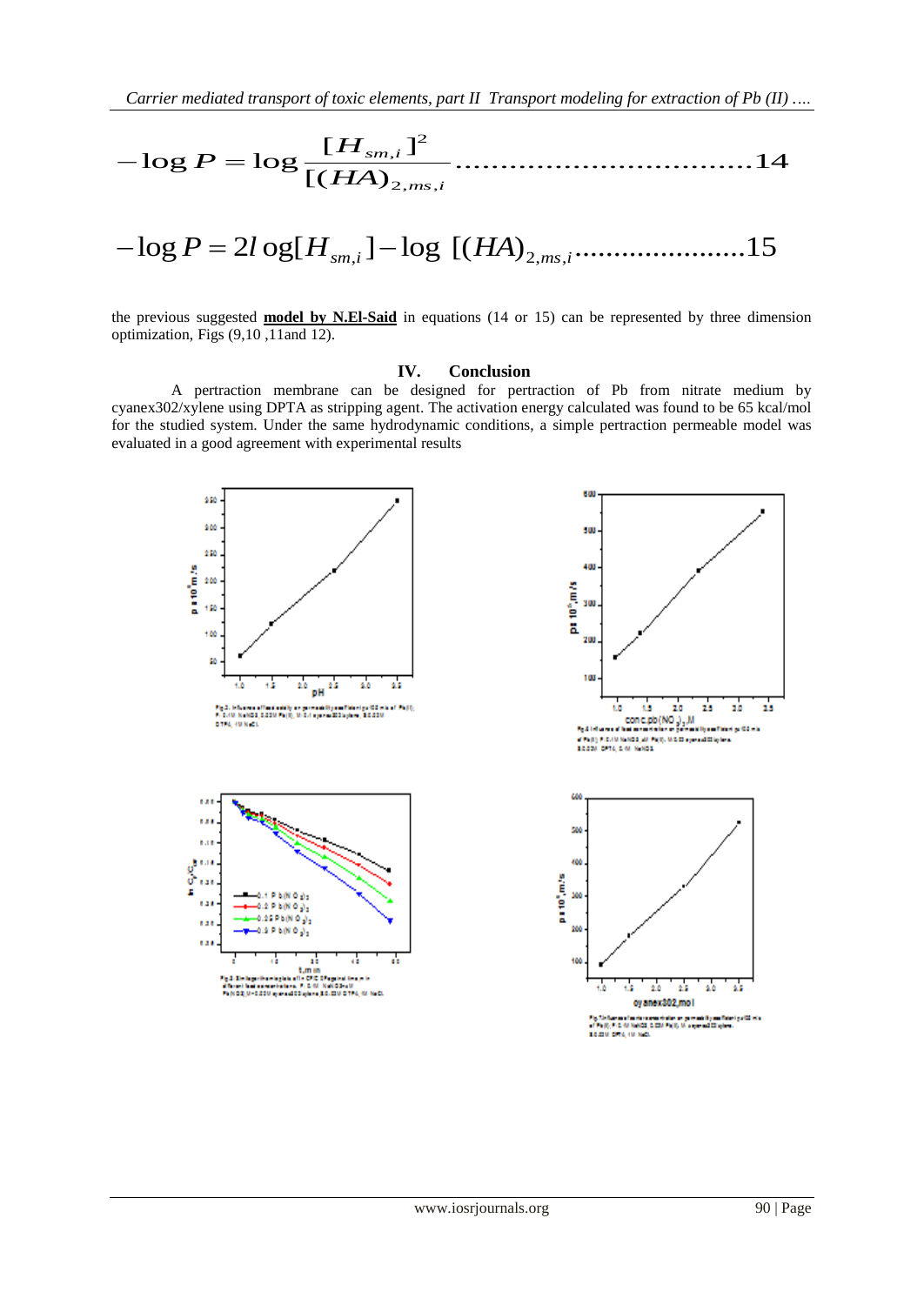$$-\log P = \log \frac{[H_{sm,i}]^2}{[(HA)_{2,ms,i}} \quad \text{.................................}14$$

$$-\log P = 2l\,og[H_{sm,i}] - \log\ [(HA)_{2,ms,i} \quad \text{......................}15$$

the previous suggested **model by N.El-Said** in equations (14 or 15) can be represented by three dimension optimization, Figs (9,10 ,11and 12).

## IV. Conclusion

A pertraction membrane can be designed for pertraction of Pb from nitrate medium by cyanex302/xylene using DPTA as stripping agent. The activation energy calculated was found to be 65 kcal/mol for the studied system. Under the same hydrodynamic conditions, a simple pertraction permeable model was evaluated in a good agreement with experimental results

Fig.3. Influence of feed acidity on permeability coefficient p, 100 min of Pb(II), F: 0.1M NaNO3, 0.03M Pb(II), M: 0.1 cyanex302/xylene, S: 0.02M DTPA, 1M NaCl.

Fig.4 Influence of lead concentration on permeability coefficient p, 100 min of Pb(II), F: 0.1M NaNO3, M: Pb(II), M: 0.03 cyanex302/xylene, S: 0.03M DPTA, 0.1M NaNO3.

Fig.5 Similar logarithmic plots of ln CF/CF against time, min in different lead concentrations. F: 0.1M NaNO3+ Pb(NO3)2, M=0.03M cyanex302/xylene, S: 0.03M DTPA, 1M NaCl.

Fig.7 Influence of carrier concentration on permeability coefficient p, 100 min of Pb(II), F: 0.1M NaNO3, 0.03M Pb(II), M: cyanex302/xylene, S: 0.03M DPTA, 1M NaCl.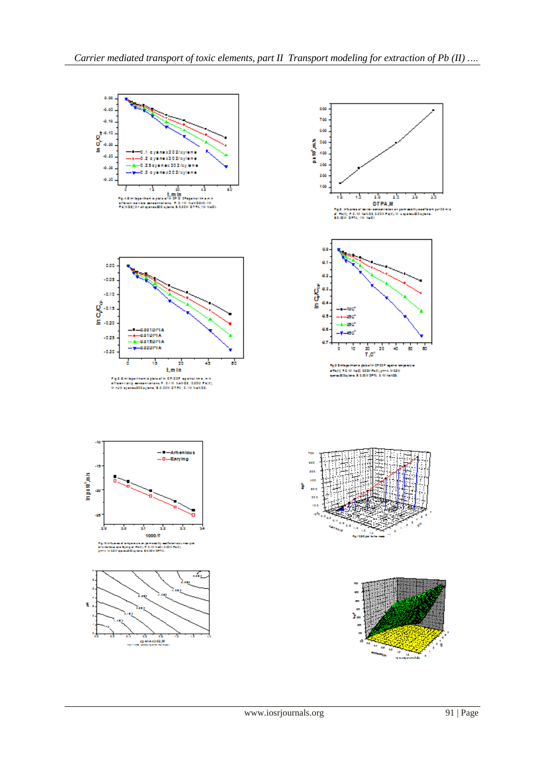Fig.4 Semilogarithmic plots of ln CF/CO CF against time,min in different carrier concentrations. F: 0.1M NaNO3+0.1M Pb(NO3)2 M: xM cyanex302/xylene, S:0.02M DTPA,1M NaCl.

Fig.5. Influence of carrier concentration on permeability coefficient $p \times 10^{6}$ m/s of Pb(II), F:0.1M NaNO3 0.02M Pb(II) M: xcyanex302/xylene, S:0.02M DTPA, 1M NaCl

Fig.6 Semilogarithmic plots of ln CF/CF against time, min in different stripping concentrations. F: 0.1M NaNO3, 0.02M Pb(II), M: xM cyanex302/xylene, S:0.02M DTPA, 0.1M NaNO3.

Fig.8 Semilogarithmic plots of ln CF/CF against temperature of Pb(II) F:0.1M NaCl 0.02M Pb(II) pH=4, M:0.02M cyanex302/xylene, S:0.02M DPTA, 0.1M NaNO3.

Fig.10 Influence of temperature on permeability coefficient,ln p of Arrhenius and Eyring of Pb(II), F:0.1M NaCl 0.02M Pb(II), pH=4, M:0.2M cyanex302/xylene, S:0.02M DPTA.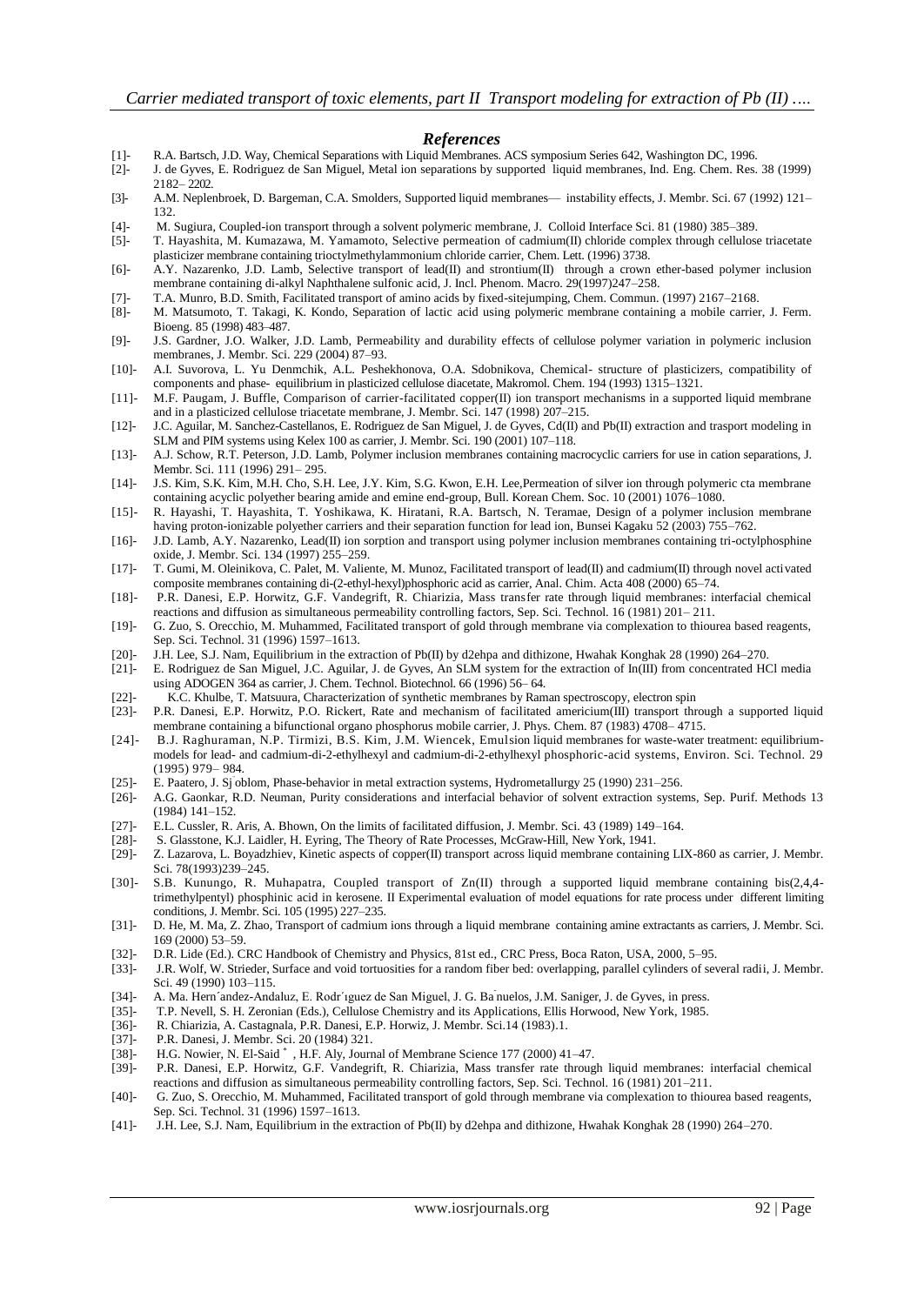## *References*

[1]- R.A. Bartsch, J.D. Way, Chemical Separations with Liquid Membranes. ACS symposium Series 642, Washington DC, 1996.

[2]- J. de Gyves, E. Rodriguez de San Miguel, Metal ion separations by supported liquid membranes, Ind. Eng. Chem. Res. 38 (1999) 2182– 2202.

[3]- A.M. Neplenbroek, D. Bargeman, C.A. Smolders, Supported liquid membranes— instability effects, J. Membr. Sci. 67 (1992) 121–132.

[4]- M. Sugiura, Coupled-ion transport through a solvent polymeric membrane, J. Colloid Interface Sci. 81 (1980) 385–389.

[5]- T. Hayashita, M. Kumazawa, M. Yamamoto, Selective permeation of cadmium(II) chloride complex through cellulose triacetate plasticizer membrane containing trioctylmethylammonium chloride carrier, Chem. Lett. (1996) 3738.

[6]- A.Y. Nazarenko, J.D. Lamb, Selective transport of lead(II) and strontium(II) through a crown ether-based polymer inclusion membrane containing di-alkyl Naphthalene sulfonic acid, J. Incl. Phenom. Macro. 29(1997)247–258.

[7]- T.A. Munro, B.D. Smith, Facilitated transport of amino acids by fixed-sitejumping, Chem. Commun. (1997) 2167–2168.

[8]- M. Matsumoto, T. Takagi, K. Kondo, Separation of lactic acid using polymeric membrane containing a mobile carrier, J. Ferm. Bioeng. 85 (1998) 483–487.

[9]- J.S. Gardner, J.O. Walker, J.D. Lamb, Permeability and durability effects of cellulose polymer variation in polymeric inclusion membranes, J. Membr. Sci. 229 (2004) 87–93.

[10]- A.I. Suvorova, L. Yu Denmchik, A.L. Peshekhonova, O.A. Sdobnikova, Chemical- structure of plasticizers, compatibility of components and phase- equilibrium in plasticized cellulose diacetate, Makromol. Chem. 194 (1993) 1315–1321.

[11]- M.F. Paugam, J. Buffle, Comparison of carrier-facilitated copper(II) ion transport mechanisms in a supported liquid membrane and in a plasticized cellulose triacetate membrane, J. Membr. Sci. 147 (1998) 207–215.

[12]- J.C. Aguilar, M. Sanchez-Castellanos, E. Rodriguez de San Miguel, J. de Gyves, Cd(II) and Pb(II) extraction and trasport modeling in SLM and PIM systems using Kelex 100 as carrier, J. Membr. Sci. 190 (2001) 107–118.

[13]- A.J. Schow, R.T. Peterson, J.D. Lamb, Polymer inclusion membranes containing macrocyclic carriers for use in cation separations, J. Membr. Sci. 111 (1996) 291– 295.

[14]- J.S. Kim, S.K. Kim, M.H. Cho, S.H. Lee, J.Y. Kim, S.G. Kwon, E.H. Lee,Permeation of silver ion through polymeric cta membrane containing acyclic polyether bearing amide and emine end-group, Bull. Korean Chem. Soc. 10 (2001) 1076–1080.

[15]- R. Hayashi, T. Hayashita, T. Yoshikawa, K. Hiratani, R.A. Bartsch, N. Teramae, Design of a polymer inclusion membrane having proton-ionizable polyether carriers and their separation function for lead ion, Bunsei Kagaku 52 (2003) 755–762.

[16]- J.D. Lamb, A.Y. Nazarenko, Lead(II) ion sorption and transport using polymer inclusion membranes containing tri-octylphosphine oxide, J. Membr. Sci. 134 (1997) 255–259.

[17]- T. Gumi, M. Oleinikova, C. Palet, M. Valiente, M. Munoz, Facilitated transport of lead(II) and cadmium(II) through novel activated composite membranes containing di-(2-ethyl-hexyl)phosphoric acid as carrier, Anal. Chim. Acta 408 (2000) 65–74.

[18]- P.R. Danesi, E.P. Horwitz, G.F. Vandegrift, R. Chiarizia, Mass transfer rate through liquid membranes: interfacial chemical reactions and diffusion as simultaneous permeability controlling factors, Sep. Sci. Technol. 16 (1981) 201– 211.

[19]- G. Zuo, S. Orecchio, M. Muhammed, Facilitated transport of gold through membrane via complexation to thiourea based reagents, Sep. Sci. Technol. 31 (1996) 1597–1613.

[20]- J.H. Lee, S.J. Nam, Equilibrium in the extraction of Pb(II) by d2ehpa and dithizone, Hwahak Konghak 28 (1990) 264–270.

[21]- E. Rodriguez de San Miguel, J.C. Aguilar, J. de Gyves, An SLM system for the extraction of In(III) from concentrated HCl media using ADOGEN 364 as carrier, J. Chem. Technol. Biotechnol. 66 (1996) 56– 64.

[22]- K.C. Khulbe, T. Matsuura, Characterization of synthetic membranes by Raman spectroscopy, electron spin

[23]- P.R. Danesi, E.P. Horwitz, P.O. Rickert, Rate and mechanism of facilitated americium(III) transport through a supported liquid membrane containing a bifunctional organo phosphorus mobile carrier, J. Phys. Chem. 87 (1983) 4708– 4715.

[24]- B.J. Raghuraman, N.P. Tirmizi, B.S. Kim, J.M. Wiencek, Emulsion liquid membranes for waste-water treatment: equilibrium-models for lead- and cadmium-di-2-ethylhexyl and cadmium-di-2-ethylhexyl phosphoric-acid systems, Environ. Sci. Technol. 29 (1995) 979– 984.

[25]- E. Paatero, J. Sj ̈oblom, Phase-behavior in metal extraction systems, Hydrometallurgy 25 (1990) 231–256.

[26]- A.G. Gaonkar, R.D. Neuman, Purity considerations and interfacial behavior of solvent extraction systems, Sep. Purif. Methods 13 (1984) 141–152.

[27]- E.L. Cussler, R. Aris, A. Bhown, On the limits of facilitated diffusion, J. Membr. Sci. 43 (1989) 149–164.

[28]- S. Glasstone, K.J. Laidler, H. Eyring, The Theory of Rate Processes, McGraw-Hill, New York, 1941.

[29]- Z. Lazarova, L. Boyadzhiev, Kinetic aspects of copper(II) transport across liquid membrane containing LIX-860 as carrier, J. Membr. Sci. 78(1993)239–245.

[30]- S.B. Kunungo, R. Muhapatra, Coupled transport of Zn(II) through a supported liquid membrane containing bis(2,4,4-trimethylpentyl) phosphinic acid in kerosene. II Experimental evaluation of model equations for rate process under different limiting conditions, J. Membr. Sci. 105 (1995) 227–235.

[31]- D. He, M. Ma, Z. Zhao, Transport of cadmium ions through a liquid membrane containing amine extractants as carriers, J. Membr. Sci. 169 (2000) 53–59.

[32]- D.R. Lide (Ed.). CRC Handbook of Chemistry and Physics, 81st ed., CRC Press, Boca Raton, USA, 2000, 5–95.

[33]- J.R. Wolf, W. Strieder, Surface and void tortuosities for a random fiber bed: overlapping, parallel cylinders of several radii, J. Membr. Sci. 49 (1990) 103–115.

[34]- A. Ma. Hern ́andez-Andaluz, E. Rodr ́ıguez de San Miguel, J. G. Ba ̃nuelos, J.M. Saniger, J. de Gyves, in press.

[35]- T.P. Nevell, S. H. Zeronian (Eds.), Cellulose Chemistry and its Applications, Ellis Horwood, New York, 1985.

[36]- R. Chiarizia, A. Castagnala, P.R. Danesi, E.P. Horwitz, J. Membr. Sci.14 (1983).1.

[37]- P.R. Danesi, J. Membr. Sci. 20 (1984) 321.

[38]- H.G. Nowier, N. El-Said *, H.F. Aly, Journal of Membrane Science 177 (2000) 41–47.

[39]- P.R. Danesi, E.P. Horwitz, G.F. Vandegrift, R. Chiarizia, Mass transfer rate through liquid membranes: interfacial chemical reactions and diffusion as simultaneous permeability controlling factors, Sep. Sci. Technol. 16 (1981) 201–211.

[40]- G. Zuo, S. Orecchio, M. Muhammed, Facilitated transport of gold through membrane via complexation to thiourea based reagents, Sep. Sci. Technol. 31 (1996) 1597–1613.

[41]- J.H. Lee, S.J. Nam, Equilibrium in the extraction of Pb(II) by d2ehpa and dithizone, Hwahak Konghak 28 (1990) 264–270.